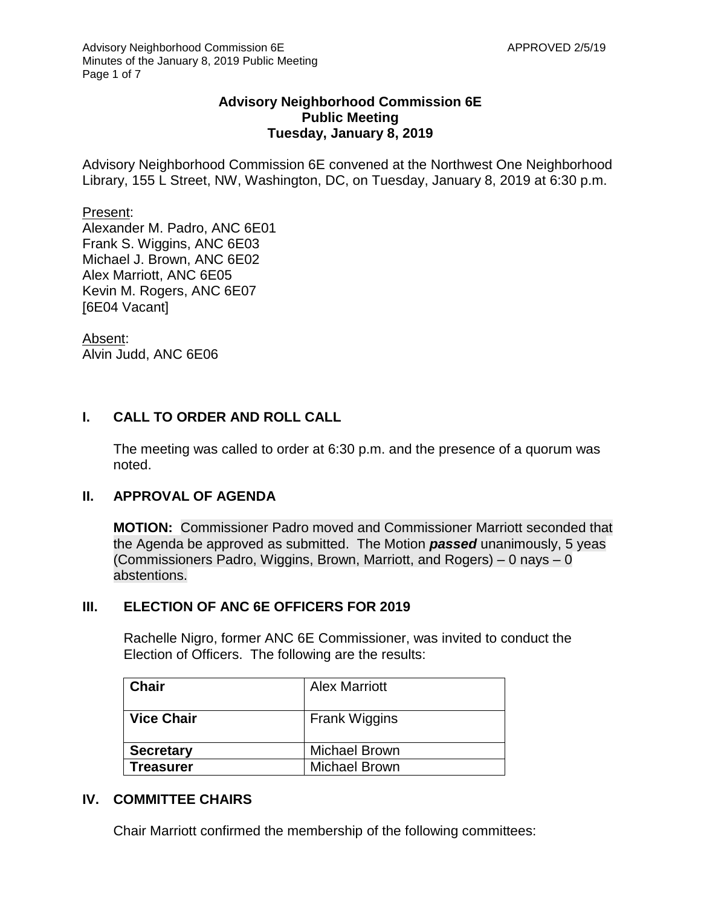**Advisory Neighborhood Commission 6E**
**Public Meeting**
**Tuesday, January 8, 2019**

Advisory Neighborhood Commission 6E convened at the Northwest One Neighborhood Library, 155 L Street, NW, Washington, DC, on Tuesday, January 8, 2019 at 6:30 p.m.

Present:
Alexander M. Padro, ANC 6E01
Frank S. Wiggins, ANC 6E03
Michael J. Brown, ANC 6E02
Alex Marriott, ANC 6E05
Kevin M. Rogers, ANC 6E07
[6E04 Vacant]

Absent:
Alvin Judd, ANC 6E06

## I. CALL TO ORDER AND ROLL CALL

The meeting was called to order at 6:30 p.m. and the presence of a quorum was noted.

## II. APPROVAL OF AGENDA

**MOTION:** Commissioner Padro moved and Commissioner Marriott seconded that the Agenda be approved as submitted. The Motion ***passed*** unanimously, 5 yeas (Commissioners Padro, Wiggins, Brown, Marriott, and Rogers) – 0 nays – 0 abstentions.

## III. ELECTION OF ANC 6E OFFICERS FOR 2019

Rachelle Nigro, former ANC 6E Commissioner, was invited to conduct the Election of Officers. The following are the results:

| **Chair** | Alex Marriott |
|---|---|
| **Vice Chair** | Frank Wiggins |
| **Secretary** | Michael Brown |
| **Treasurer** | Michael Brown |

## IV. COMMITTEE CHAIRS

Chair Marriott confirmed the membership of the following committees: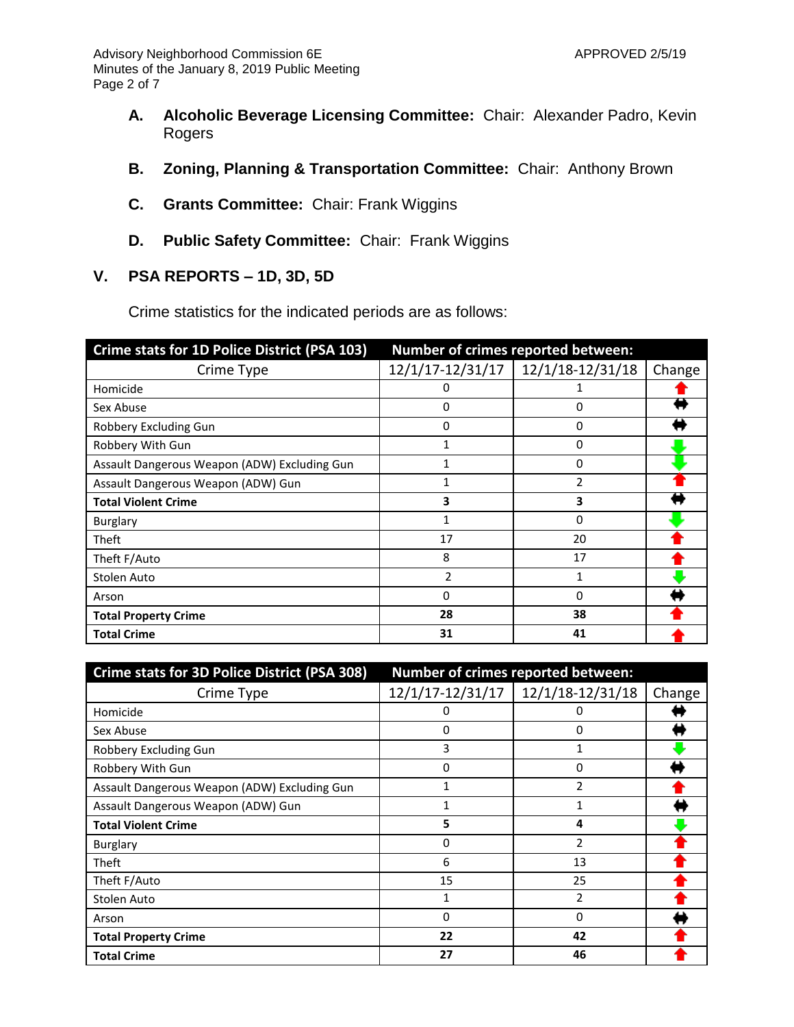**A. Alcoholic Beverage Licensing Committee:** Chair: Alexander Padro, Kevin Rogers

**B. Zoning, Planning & Transportation Committee:** Chair: Anthony Brown

**C. Grants Committee:** Chair: Frank Wiggins

**D. Public Safety Committee:** Chair: Frank Wiggins

## V. PSA REPORTS – 1D, 3D, 5D

Crime statistics for the indicated periods are as follows:

| Crime stats for 1D Police District (PSA 103) | Number of crimes reported between: | | |
|---|---|---|---|
| Crime Type | 12/1/17-12/31/17 | 12/1/18-12/31/18 | Change |
| Homicide | 0 | 1 | ⬆ |
| Sex Abuse | 0 | 0 | ⬌ |
| Robbery Excluding Gun | 0 | 0 | ⬌ |
| Robbery With Gun | 1 | 0 | ⬇ |
| Assault Dangerous Weapon (ADW) Excluding Gun | 1 | 0 | ⬇ |
| Assault Dangerous Weapon (ADW) Gun | 1 | 2 | ⬆ |
| **Total Violent Crime** | **3** | **3** | ⬌ |
| Burglary | 1 | 0 | ⬇ |
| Theft | 17 | 20 | ⬆ |
| Theft F/Auto | 8 | 17 | ⬆ |
| Stolen Auto | 2 | 1 | ⬇ |
| Arson | 0 | 0 | ⬌ |
| **Total Property Crime** | **28** | **38** | ⬆ |
| **Total Crime** | **31** | **41** | ⬆ |

| Crime stats for 3D Police District (PSA 308) | Number of crimes reported between: | | |
|---|---|---|---|
| Crime Type | 12/1/17-12/31/17 | 12/1/18-12/31/18 | Change |
| Homicide | 0 | 0 | ⬌ |
| Sex Abuse | 0 | 0 | ⬌ |
| Robbery Excluding Gun | 3 | 1 | ⬇ |
| Robbery With Gun | 0 | 0 | ⬌ |
| Assault Dangerous Weapon (ADW) Excluding Gun | 1 | 2 | ⬆ |
| Assault Dangerous Weapon (ADW) Gun | 1 | 1 | ⬌ |
| **Total Violent Crime** | **5** | **4** | ⬇ |
| Burglary | 0 | 2 | ⬆ |
| Theft | 6 | 13 | ⬆ |
| Theft F/Auto | 15 | 25 | ⬆ |
| Stolen Auto | 1 | 2 | ⬆ |
| Arson | 0 | 0 | ⬌ |
| **Total Property Crime** | **22** | **42** | ⬆ |
| **Total Crime** | **27** | **46** | ⬆ |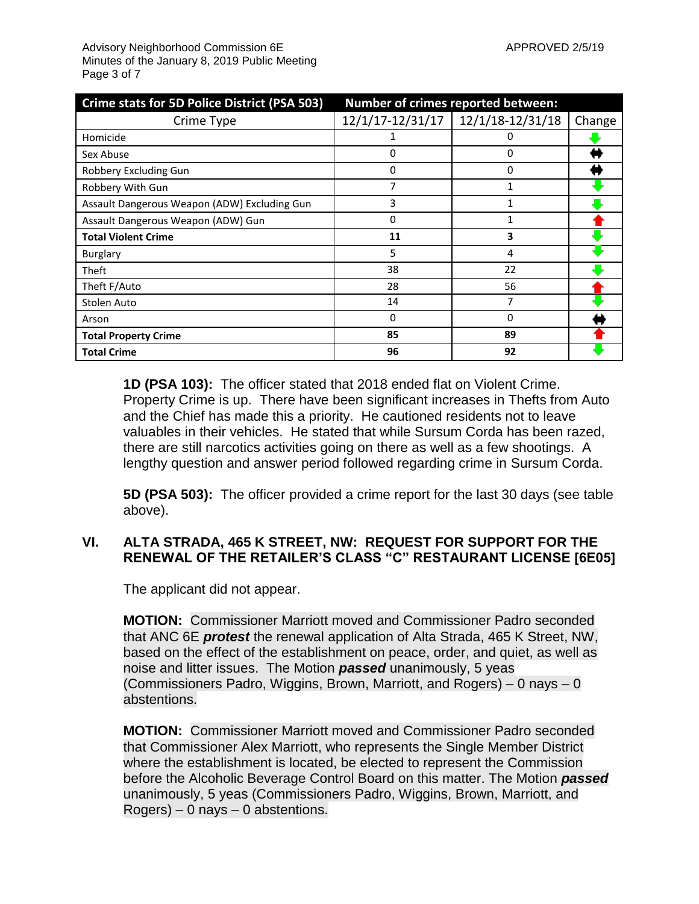| Crime stats for 5D Police District (PSA 503) | Number of crimes reported between: | | |
|---|---|---|---|
| Crime Type | 12/1/17-12/31/17 | 12/1/18-12/31/18 | Change |
| Homicide | 1 | 0 | ⬇ |
| Sex Abuse | 0 | 0 | ⬌ |
| Robbery Excluding Gun | 0 | 0 | ⬌ |
| Robbery With Gun | 7 | 1 | ⬇ |
| Assault Dangerous Weapon (ADW) Excluding Gun | 3 | 1 | ⬇ |
| Assault Dangerous Weapon (ADW) Gun | 0 | 1 | ⬆ |
| **Total Violent Crime** | **11** | **3** | ⬇ |
| Burglary | 5 | 4 | ⬇ |
| Theft | 38 | 22 | ⬇ |
| Theft F/Auto | 28 | 56 | ⬆ |
| Stolen Auto | 14 | 7 | ⬇ |
| Arson | 0 | 0 | ⬌ |
| **Total Property Crime** | **85** | **89** | ⬆ |
| **Total Crime** | **96** | **92** | ⬇ |

**1D (PSA 103):** The officer stated that 2018 ended flat on Violent Crime. Property Crime is up. There have been significant increases in Thefts from Auto and the Chief has made this a priority. He cautioned residents not to leave valuables in their vehicles. He stated that while Sursum Corda has been razed, there are still narcotics activities going on there as well as a few shootings. A lengthy question and answer period followed regarding crime in Sursum Corda.

**5D (PSA 503):** The officer provided a crime report for the last 30 days (see table above).

## VI. ALTA STRADA, 465 K STREET, NW: REQUEST FOR SUPPORT FOR THE RENEWAL OF THE RETAILER'S CLASS "C" RESTAURANT LICENSE [6E05]

The applicant did not appear.

**MOTION:** Commissioner Marriott moved and Commissioner Padro seconded that ANC 6E ***protest*** the renewal application of Alta Strada, 465 K Street, NW, based on the effect of the establishment on peace, order, and quiet, as well as noise and litter issues. The Motion ***passed*** unanimously, 5 yeas (Commissioners Padro, Wiggins, Brown, Marriott, and Rogers) – 0 nays – 0 abstentions.

**MOTION:** Commissioner Marriott moved and Commissioner Padro seconded that Commissioner Alex Marriott, who represents the Single Member District where the establishment is located, be elected to represent the Commission before the Alcoholic Beverage Control Board on this matter. The Motion ***passed*** unanimously, 5 yeas (Commissioners Padro, Wiggins, Brown, Marriott, and Rogers) – 0 nays – 0 abstentions.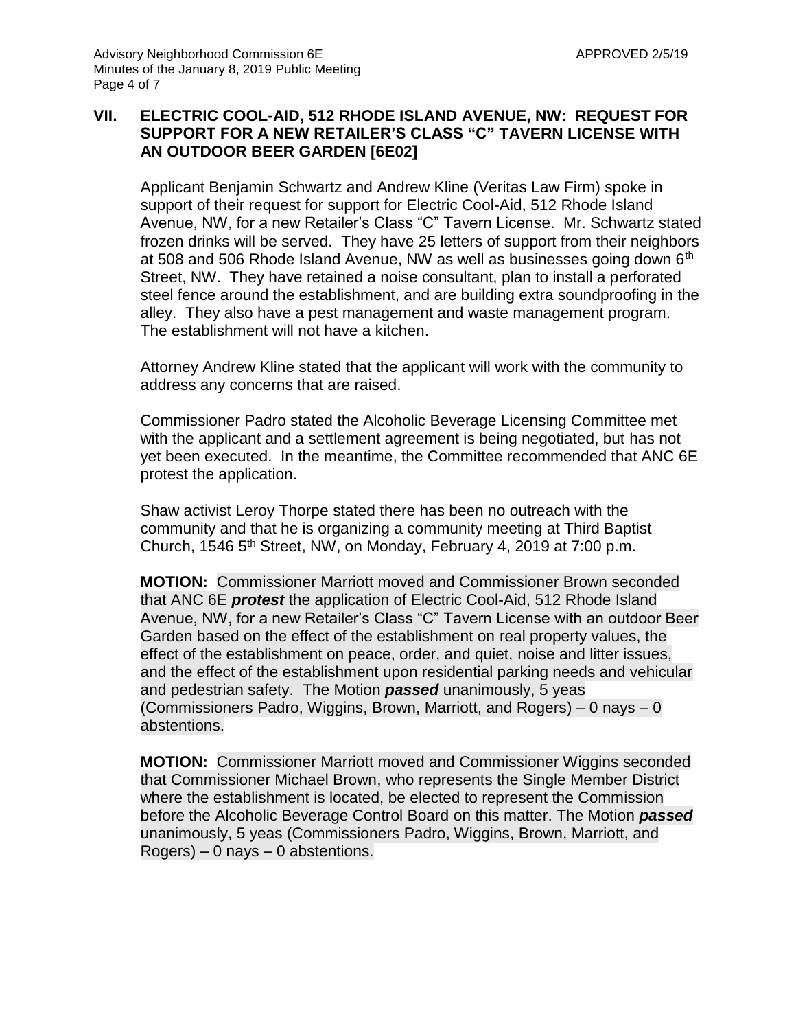## VII. ELECTRIC COOL-AID, 512 RHODE ISLAND AVENUE, NW: REQUEST FOR SUPPORT FOR A NEW RETAILER'S CLASS "C" TAVERN LICENSE WITH AN OUTDOOR BEER GARDEN [6E02]

Applicant Benjamin Schwartz and Andrew Kline (Veritas Law Firm) spoke in support of their request for support for Electric Cool-Aid, 512 Rhode Island Avenue, NW, for a new Retailer's Class "C" Tavern License. Mr. Schwartz stated frozen drinks will be served. They have 25 letters of support from their neighbors at 508 and 506 Rhode Island Avenue, NW as well as businesses going down 6th Street, NW. They have retained a noise consultant, plan to install a perforated steel fence around the establishment, and are building extra soundproofing in the alley. They also have a pest management and waste management program. The establishment will not have a kitchen.

Attorney Andrew Kline stated that the applicant will work with the community to address any concerns that are raised.

Commissioner Padro stated the Alcoholic Beverage Licensing Committee met with the applicant and a settlement agreement is being negotiated, but has not yet been executed. In the meantime, the Committee recommended that ANC 6E protest the application.

Shaw activist Leroy Thorpe stated there has been no outreach with the community and that he is organizing a community meeting at Third Baptist Church, 1546 5th Street, NW, on Monday, February 4, 2019 at 7:00 p.m.

**MOTION:** Commissioner Marriott moved and Commissioner Brown seconded that ANC 6E ***protest*** the application of Electric Cool-Aid, 512 Rhode Island Avenue, NW, for a new Retailer's Class "C" Tavern License with an outdoor Beer Garden based on the effect of the establishment on real property values, the effect of the establishment on peace, order, and quiet, noise and litter issues, and the effect of the establishment upon residential parking needs and vehicular and pedestrian safety. The Motion ***passed*** unanimously, 5 yeas (Commissioners Padro, Wiggins, Brown, Marriott, and Rogers) – 0 nays – 0 abstentions.

**MOTION:** Commissioner Marriott moved and Commissioner Wiggins seconded that Commissioner Michael Brown, who represents the Single Member District where the establishment is located, be elected to represent the Commission before the Alcoholic Beverage Control Board on this matter. The Motion ***passed*** unanimously, 5 yeas (Commissioners Padro, Wiggins, Brown, Marriott, and Rogers) – 0 nays – 0 abstentions.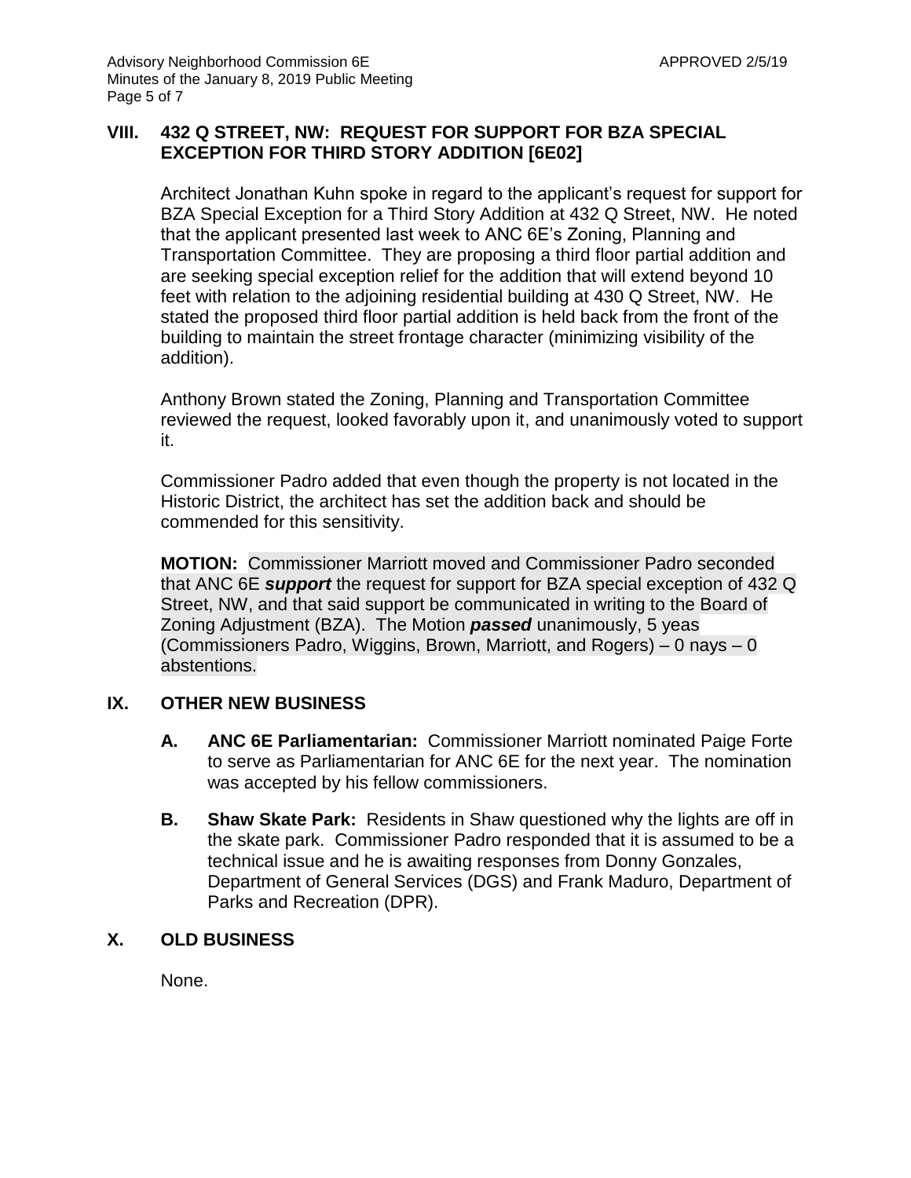## VIII. 432 Q STREET, NW: REQUEST FOR SUPPORT FOR BZA SPECIAL EXCEPTION FOR THIRD STORY ADDITION [6E02]

Architect Jonathan Kuhn spoke in regard to the applicant's request for support for BZA Special Exception for a Third Story Addition at 432 Q Street, NW. He noted that the applicant presented last week to ANC 6E's Zoning, Planning and Transportation Committee. They are proposing a third floor partial addition and are seeking special exception relief for the addition that will extend beyond 10 feet with relation to the adjoining residential building at 430 Q Street, NW. He stated the proposed third floor partial addition is held back from the front of the building to maintain the street frontage character (minimizing visibility of the addition).

Anthony Brown stated the Zoning, Planning and Transportation Committee reviewed the request, looked favorably upon it, and unanimously voted to support it.

Commissioner Padro added that even though the property is not located in the Historic District, the architect has set the addition back and should be commended for this sensitivity.

**MOTION:** Commissioner Marriott moved and Commissioner Padro seconded that ANC 6E ***support*** the request for support for BZA special exception of 432 Q Street, NW, and that said support be communicated in writing to the Board of Zoning Adjustment (BZA). The Motion ***passed*** unanimously, 5 yeas (Commissioners Padro, Wiggins, Brown, Marriott, and Rogers) – 0 nays – 0 abstentions.

## IX. OTHER NEW BUSINESS

**A. ANC 6E Parliamentarian:** Commissioner Marriott nominated Paige Forte to serve as Parliamentarian for ANC 6E for the next year. The nomination was accepted by his fellow commissioners.

**B. Shaw Skate Park:** Residents in Shaw questioned why the lights are off in the skate park. Commissioner Padro responded that it is assumed to be a technical issue and he is awaiting responses from Donny Gonzales, Department of General Services (DGS) and Frank Maduro, Department of Parks and Recreation (DPR).

## X. OLD BUSINESS

None.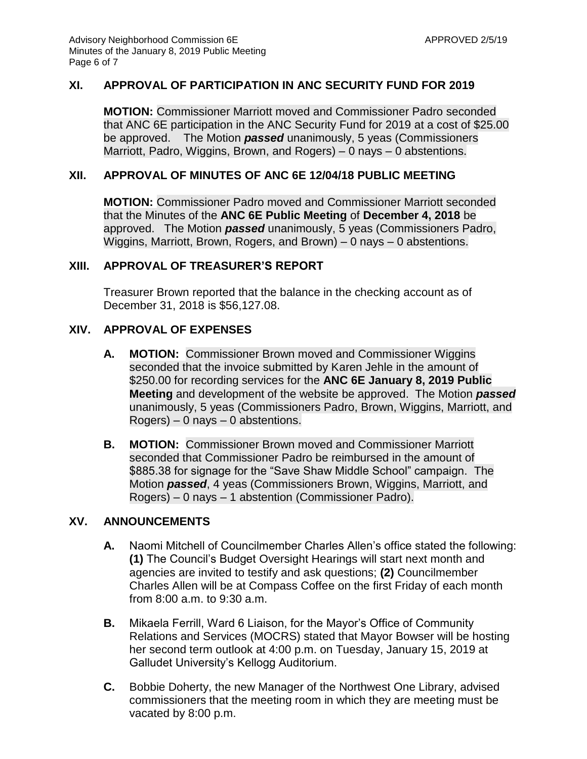## XI. APPROVAL OF PARTICIPATION IN ANC SECURITY FUND FOR 2019

**MOTION:** Commissioner Marriott moved and Commissioner Padro seconded that ANC 6E participation in the ANC Security Fund for 2019 at a cost of $25.00 be approved. The Motion ***passed*** unanimously, 5 yeas (Commissioners Marriott, Padro, Wiggins, Brown, and Rogers) – 0 nays – 0 abstentions.

## XII. APPROVAL OF MINUTES OF ANC 6E 12/04/18 PUBLIC MEETING

**MOTION:** Commissioner Padro moved and Commissioner Marriott seconded that the Minutes of the **ANC 6E Public Meeting** of **December 4, 2018** be approved. The Motion ***passed*** unanimously, 5 yeas (Commissioners Padro, Wiggins, Marriott, Brown, Rogers, and Brown) – 0 nays – 0 abstentions.

## XIII. APPROVAL OF TREASURER'S REPORT

Treasurer Brown reported that the balance in the checking account as of December 31, 2018 is $56,127.08.

## XIV. APPROVAL OF EXPENSES

**A. MOTION:** Commissioner Brown moved and Commissioner Wiggins seconded that the invoice submitted by Karen Jehle in the amount of $250.00 for recording services for the **ANC 6E January 8, 2019 Public Meeting** and development of the website be approved. The Motion ***passed*** unanimously, 5 yeas (Commissioners Padro, Brown, Wiggins, Marriott, and Rogers) – 0 nays – 0 abstentions.

**B. MOTION:** Commissioner Brown moved and Commissioner Marriott seconded that Commissioner Padro be reimbursed in the amount of $885.38 for signage for the "Save Shaw Middle School" campaign. The Motion ***passed***, 4 yeas (Commissioners Brown, Wiggins, Marriott, and Rogers) – 0 nays – 1 abstention (Commissioner Padro).

## XV. ANNOUNCEMENTS

**A.** Naomi Mitchell of Councilmember Charles Allen's office stated the following: **(1)** The Council's Budget Oversight Hearings will start next month and agencies are invited to testify and ask questions; **(2)** Councilmember Charles Allen will be at Compass Coffee on the first Friday of each month from 8:00 a.m. to 9:30 a.m.

**B.** Mikaela Ferrill, Ward 6 Liaison, for the Mayor's Office of Community Relations and Services (MOCRS) stated that Mayor Bowser will be hosting her second term outlook at 4:00 p.m. on Tuesday, January 15, 2019 at Galludet University's Kellogg Auditorium.

**C.** Bobbie Doherty, the new Manager of the Northwest One Library, advised commissioners that the meeting room in which they are meeting must be vacated by 8:00 p.m.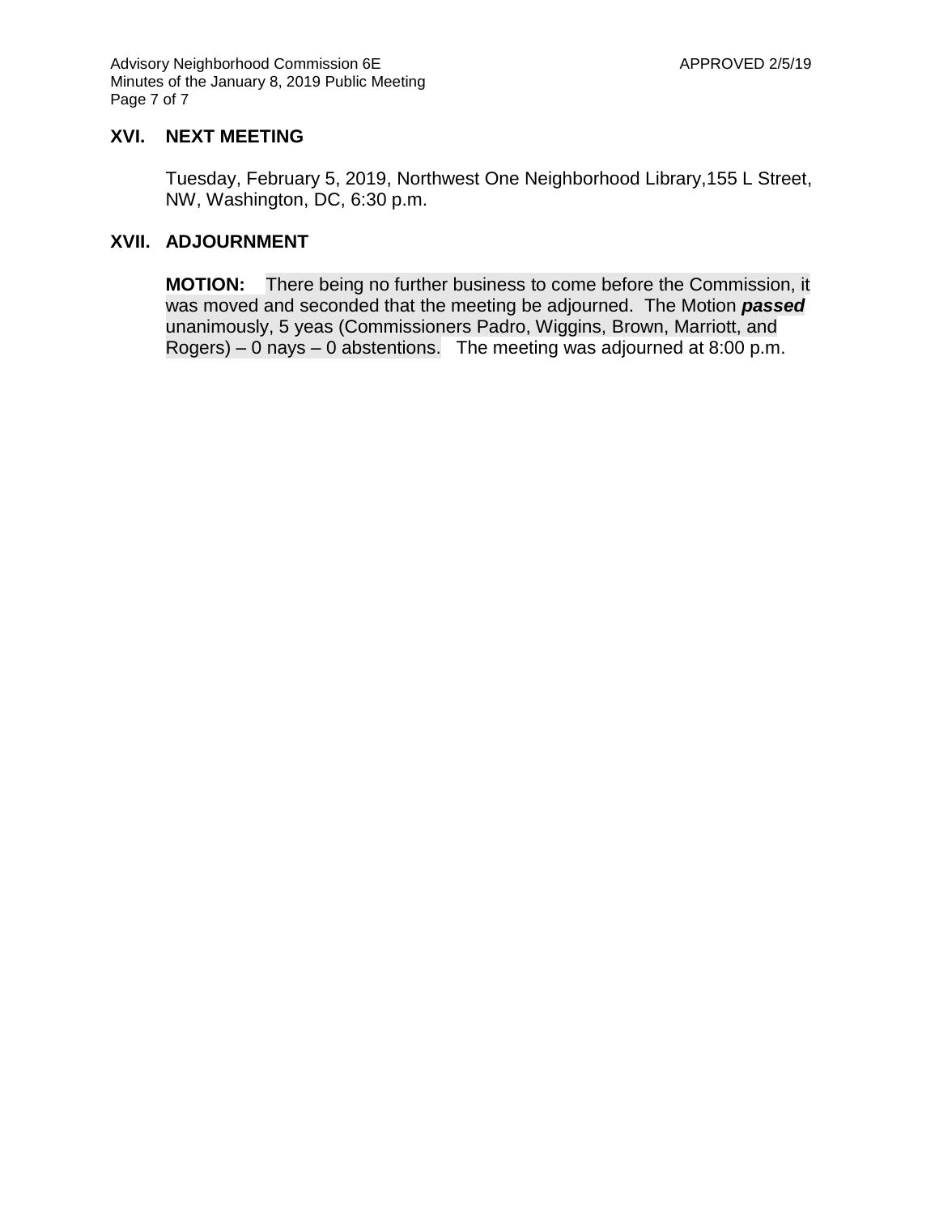## XVI. NEXT MEETING

Tuesday, February 5, 2019, Northwest One Neighborhood Library,155 L Street, NW, Washington, DC, 6:30 p.m.

## XVII. ADJOURNMENT

**MOTION:** There being no further business to come before the Commission, it was moved and seconded that the meeting be adjourned. The Motion ***passed*** unanimously, 5 yeas (Commissioners Padro, Wiggins, Brown, Marriott, and Rogers) – 0 nays – 0 abstentions. The meeting was adjourned at 8:00 p.m.